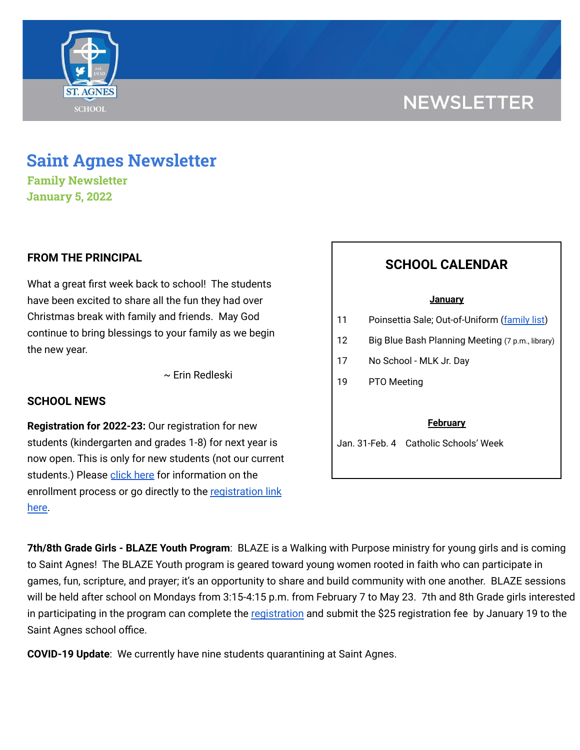# Saint Agnes Newsletter

### Family Newsletter

### January 5, 2022

## FROM THE PRINCIPAL

What a great first week back to school! The students have been excited to share all the fun they had over Christmas break with family and friends. May God continue to bring blessings to your family as we begin the new year.

~ Erin Redleski

## SCHOOL NEWS

**Registration for 2022-23:** Our registration for new students (kindergarten and grades 1-8) for next year is now open. This is only for new students (not our current students.) Please click here for information on the enrollment process or go directly to the registration link here.

## SCHOOL CALENDAR

**January**

| | |
|---|---|
| 11 | Poinsettia Sale; Out-of-Uniform (family list) |
| 12 | Big Blue Bash Planning Meeting (7 p.m., library) |
| 17 | No School - MLK Jr. Day |
| 19 | PTO Meeting |

**February**

| | |
|---|---|
| Jan. 31-Feb. 4 | Catholic Schools' Week |

**7th/8th Grade Girls - BLAZE Youth Program**: BLAZE is a Walking with Purpose ministry for young girls and is coming to Saint Agnes! The BLAZE Youth program is geared toward young women rooted in faith who can participate in games, fun, scripture, and prayer; it's an opportunity to share and build community with one another. BLAZE sessions will be held after school on Mondays from 3:15-4:15 p.m. from February 7 to May 23. 7th and 8th Grade girls interested in participating in the program can complete the registration and submit the $25 registration fee by January 19 to the Saint Agnes school office.

**COVID-19 Update**: We currently have nine students quarantining at Saint Agnes.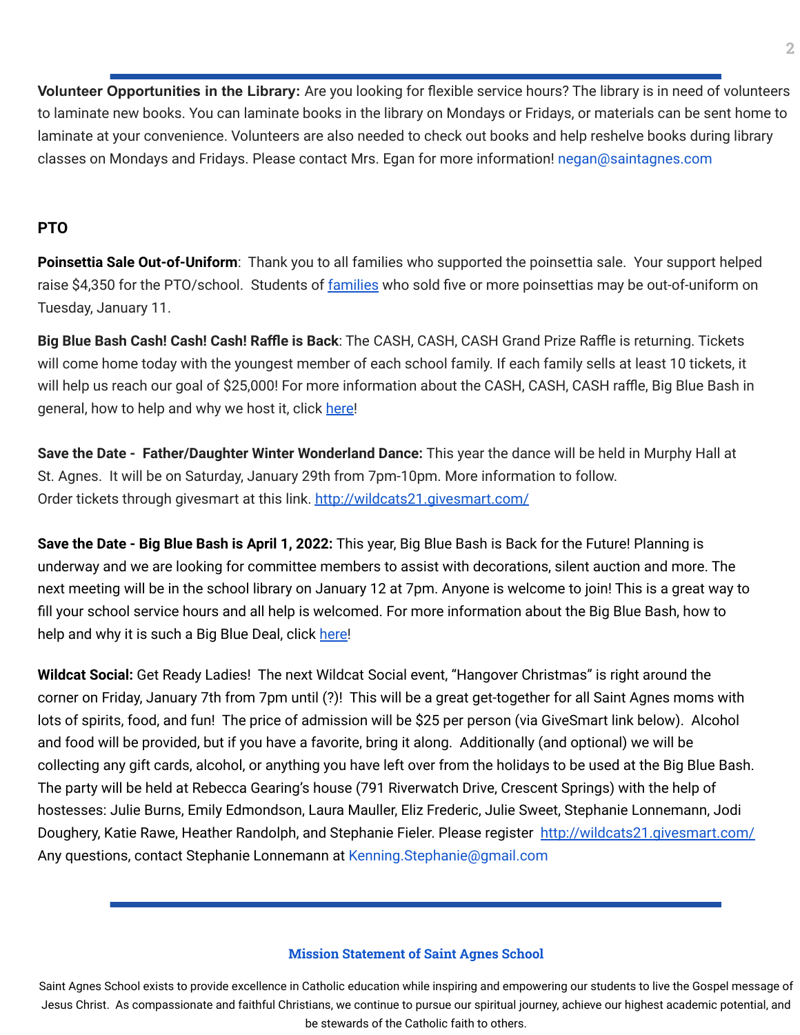**Volunteer Opportunities in the Library:** Are you looking for flexible service hours? The library is in need of volunteers to laminate new books. You can laminate books in the library on Mondays or Fridays, or materials can be sent home to laminate at your convenience. Volunteers are also needed to check out books and help reshelve books during library classes on Mondays and Fridays. Please contact Mrs. Egan for more information! negan@saintagnes.com

## PTO

**Poinsettia Sale Out-of-Uniform**: Thank you to all families who supported the poinsettia sale. Your support helped raise $4,350 for the PTO/school. Students of families who sold five or more poinsettias may be out-of-uniform on Tuesday, January 11.

**Big Blue Bash Cash! Cash! Cash! Raffle is Back**: The CASH, CASH, CASH Grand Prize Raffle is returning. Tickets will come home today with the youngest member of each school family. If each family sells at least 10 tickets, it will help us reach our goal of $25,000! For more information about the CASH, CASH, CASH raffle, Big Blue Bash in general, how to help and why we host it, click here!

**Save the Date - Father/Daughter Winter Wonderland Dance:** This year the dance will be held in Murphy Hall at St. Agnes. It will be on Saturday, January 29th from 7pm-10pm. More information to follow. Order tickets through givesmart at this link. http://wildcats21.givesmart.com/

**Save the Date - Big Blue Bash is April 1, 2022:** This year, Big Blue Bash is Back for the Future! Planning is underway and we are looking for committee members to assist with decorations, silent auction and more. The next meeting will be in the school library on January 12 at 7pm. Anyone is welcome to join! This is a great way to fill your school service hours and all help is welcomed. For more information about the Big Blue Bash, how to help and why it is such a Big Blue Deal, click here!

**Wildcat Social:** Get Ready Ladies! The next Wildcat Social event, "Hangover Christmas" is right around the corner on Friday, January 7th from 7pm until (?)! This will be a great get-together for all Saint Agnes moms with lots of spirits, food, and fun! The price of admission will be $25 per person (via GiveSmart link below). Alcohol and food will be provided, but if you have a favorite, bring it along. Additionally (and optional) we will be collecting any gift cards, alcohol, or anything you have left over from the holidays to be used at the Big Blue Bash. The party will be held at Rebecca Gearing's house (791 Riverwatch Drive, Crescent Springs) with the help of hostesses: Julie Burns, Emily Edmondson, Laura Mauller, Eliz Frederic, Julie Sweet, Stephanie Lonnemann, Jodi Doughery, Katie Rawe, Heather Randolph, and Stephanie Fieler. Please register http://wildcats21.givesmart.com/ Any questions, contact Stephanie Lonnemann at Kenning.Stephanie@gmail.com

### Mission Statement of Saint Agnes School

Saint Agnes School exists to provide excellence in Catholic education while inspiring and empowering our students to live the Gospel message of Jesus Christ. As compassionate and faithful Christians, we continue to pursue our spiritual journey, achieve our highest academic potential, and be stewards of the Catholic faith to others.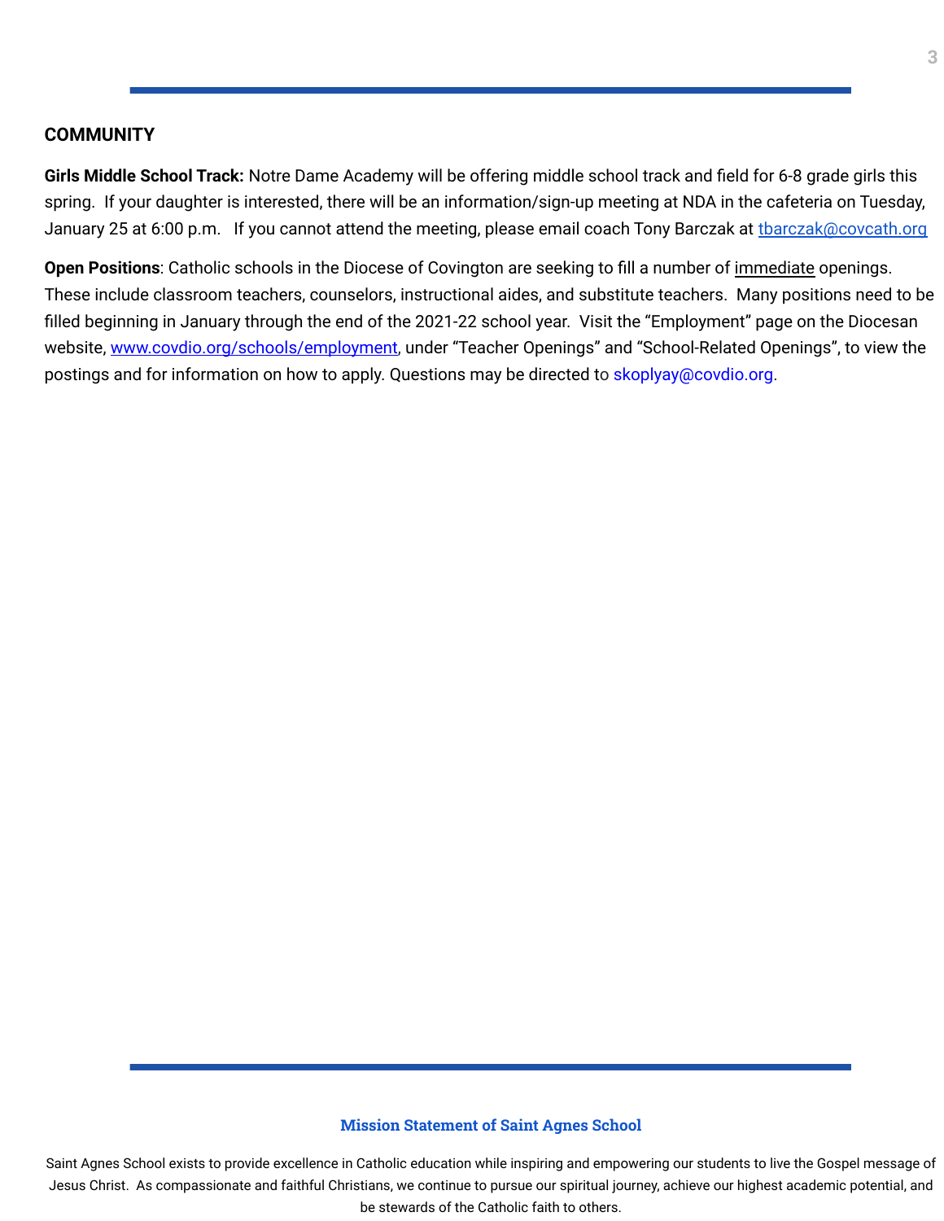## COMMUNITY

**Girls Middle School Track:** Notre Dame Academy will be offering middle school track and field for 6-8 grade girls this spring. If your daughter is interested, there will be an information/sign-up meeting at NDA in the cafeteria on Tuesday, January 25 at 6:00 p.m. If you cannot attend the meeting, please email coach Tony Barczak at tbarczak@covcath.org

**Open Positions**: Catholic schools in the Diocese of Covington are seeking to fill a number of immediate openings. These include classroom teachers, counselors, instructional aides, and substitute teachers. Many positions need to be filled beginning in January through the end of the 2021-22 school year. Visit the "Employment" page on the Diocesan website, www.covdio.org/schools/employment, under "Teacher Openings" and "School-Related Openings", to view the postings and for information on how to apply. Questions may be directed to skoplyay@covdio.org.

**Mission Statement of Saint Agnes School**

Saint Agnes School exists to provide excellence in Catholic education while inspiring and empowering our students to live the Gospel message of Jesus Christ. As compassionate and faithful Christians, we continue to pursue our spiritual journey, achieve our highest academic potential, and be stewards of the Catholic faith to others.